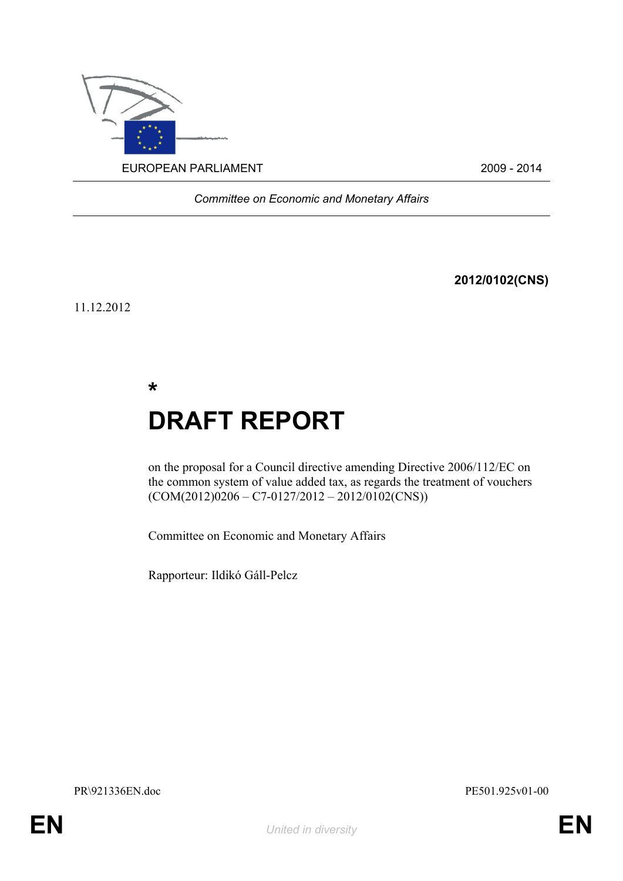EUROPEAN PARLIAMENT 2009 - 2014

*Committee on Economic and Monetary Affairs*

**2012/0102(CNS)**

11.12.2012

**\***

# DRAFT REPORT

on the proposal for a Council directive amending Directive 2006/112/EC on the common system of value added tax, as regards the treatment of vouchers (COM(2012)0206 – C7-0127/2012 – 2012/0102(CNS))

Committee on Economic and Monetary Affairs

Rapporteur: Ildikó Gáll-Pelcz

PR\921336EN.doc PE501.925v01-00

EN *United in diversity* EN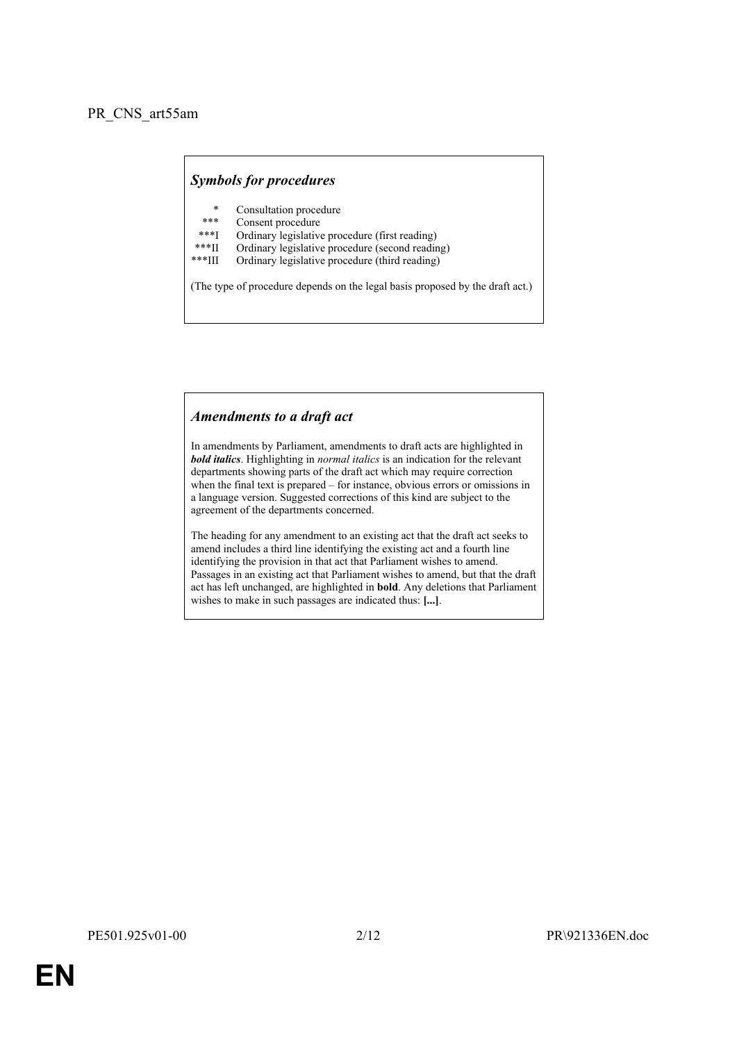PR_CNS_art55am

## *Symbols for procedures*

| | |
|---|---|
| * | Consultation procedure |
| *** | Consent procedure |
| ***I | Ordinary legislative procedure (first reading) |
| ***II | Ordinary legislative procedure (second reading) |
| ***III | Ordinary legislative procedure (third reading) |

(The type of procedure depends on the legal basis proposed by the draft act.)

## *Amendments to a draft act*

In amendments by Parliament, amendments to draft acts are highlighted in ***bold italics***. Highlighting in *normal italics* is an indication for the relevant departments showing parts of the draft act which may require correction when the final text is prepared – for instance, obvious errors or omissions in a language version. Suggested corrections of this kind are subject to the agreement of the departments concerned.

The heading for any amendment to an existing act that the draft act seeks to amend includes a third line identifying the existing act and a fourth line identifying the provision in that act that Parliament wishes to amend. Passages in an existing act that Parliament wishes to amend, but that the draft act has left unchanged, are highlighted in **bold**. Any deletions that Parliament wishes to make in such passages are indicated thus: **[...]**.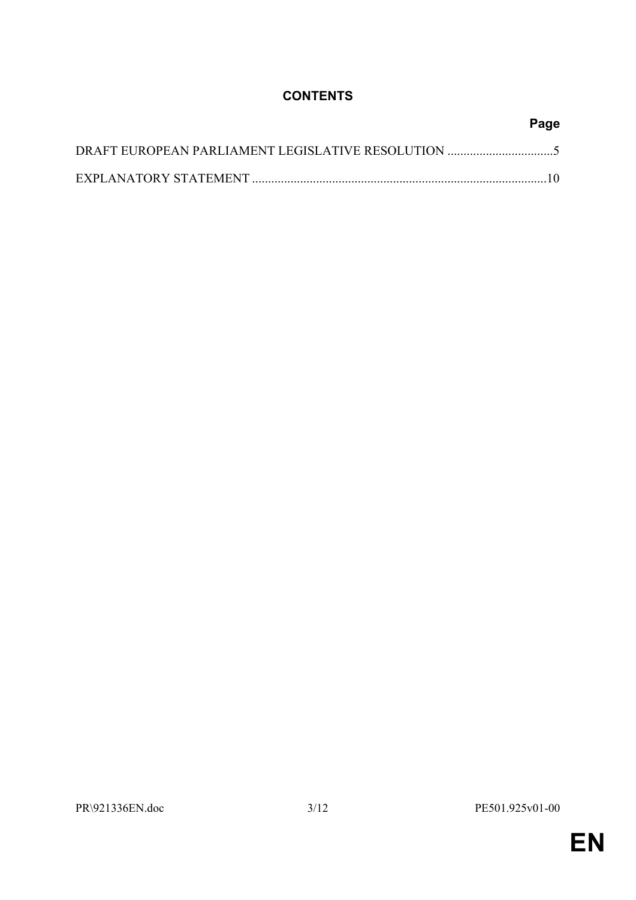## CONTENTS

| | Page |
|---|---|
| DRAFT EUROPEAN PARLIAMENT LEGISLATIVE RESOLUTION | 5 |
| EXPLANATORY STATEMENT | 10 |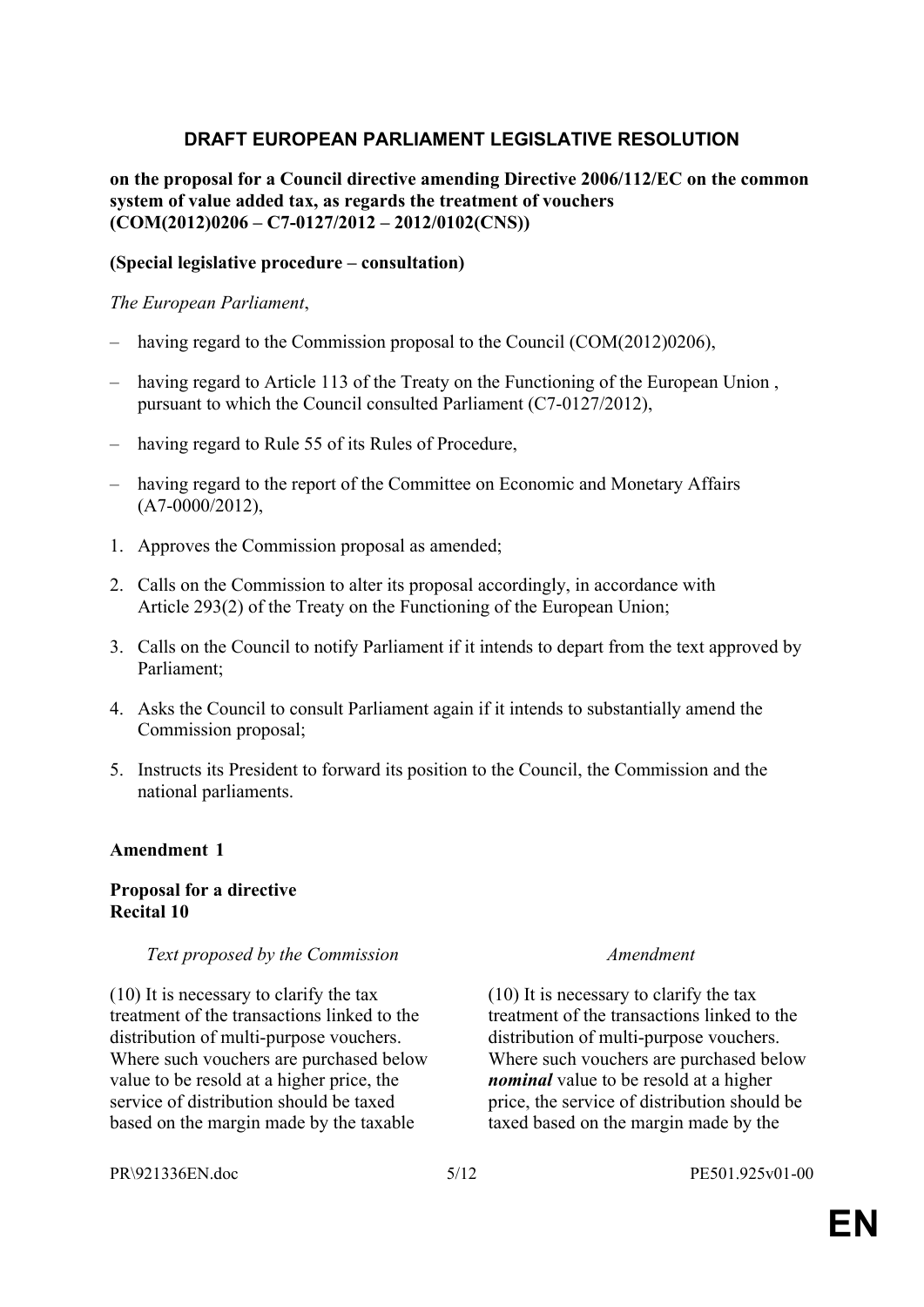## DRAFT EUROPEAN PARLIAMENT LEGISLATIVE RESOLUTION

**on the proposal for a Council directive amending Directive 2006/112/EC on the common system of value added tax, as regards the treatment of vouchers (COM(2012)0206 – C7-0127/2012 – 2012/0102(CNS))**

**(Special legislative procedure – consultation)**

*The European Parliament*,

– having regard to the Commission proposal to the Council (COM(2012)0206),

– having regard to Article 113 of the Treaty on the Functioning of the European Union , pursuant to which the Council consulted Parliament (C7-0127/2012),

– having regard to Rule 55 of its Rules of Procedure,

– having regard to the report of the Committee on Economic and Monetary Affairs (A7-0000/2012),

1. Approves the Commission proposal as amended;
2. Calls on the Commission to alter its proposal accordingly, in accordance with Article 293(2) of the Treaty on the Functioning of the European Union;
3. Calls on the Council to notify Parliament if it intends to depart from the text approved by Parliament;
4. Asks the Council to consult Parliament again if it intends to substantially amend the Commission proposal;
5. Instructs its President to forward its position to the Council, the Commission and the national parliaments.

**Amendment 1**

**Proposal for a directive**
**Recital 10**

| *Text proposed by the Commission* | *Amendment* |
|---|---|
| (10) It is necessary to clarify the tax treatment of the transactions linked to the distribution of multi-purpose vouchers. Where such vouchers are purchased below value to be resold at a higher price, the service of distribution should be taxed based on the margin made by the taxable | (10) It is necessary to clarify the tax treatment of the transactions linked to the distribution of multi-purpose vouchers. Where such vouchers are purchased below ***nominal*** value to be resold at a higher price, the service of distribution should be taxed based on the margin made by the |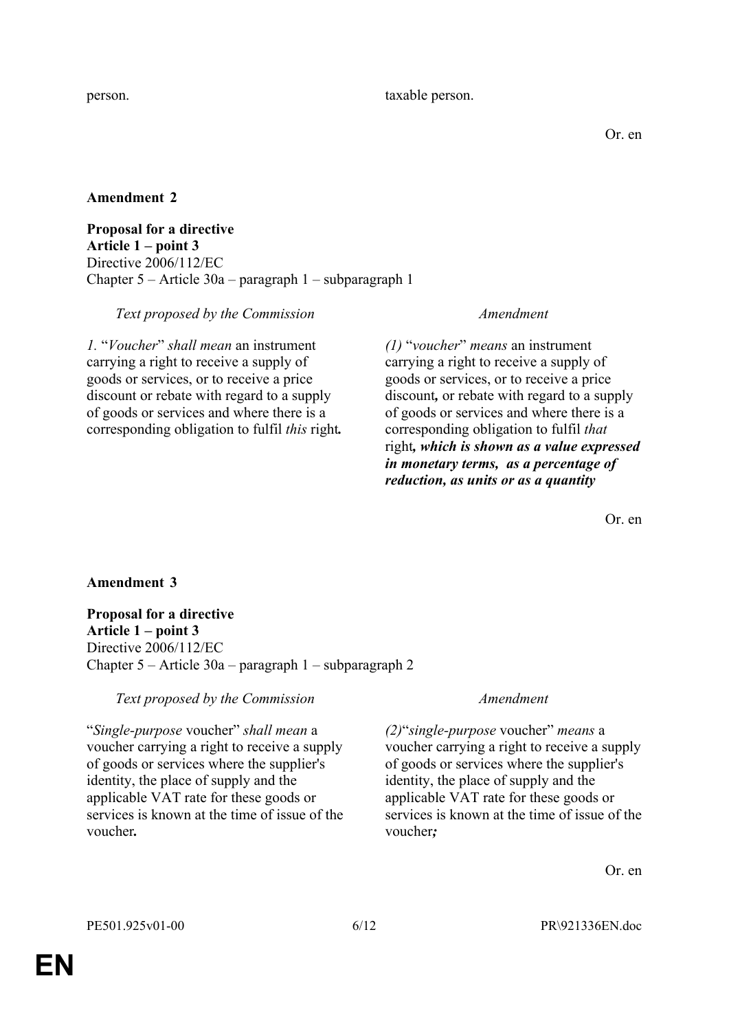| | |
|---|---|
| person. | taxable person. |

Or. en

**Amendment 2**

**Proposal for a directive**
**Article 1 – point 3**
Directive 2006/112/EC
Chapter 5 – Article 30a – paragraph 1 – subparagraph 1

| *Text proposed by the Commission* | *Amendment* |
|---|---|
| *1.* "*Voucher*" *shall mean* an instrument carrying a right to receive a supply of goods or services, or to receive a price discount or rebate with regard to a supply of goods or services and where there is a corresponding obligation to fulfil *this* right**.** | *(1)* "*voucher*" *means* an instrument carrying a right to receive a supply of goods or services, or to receive a price discount**,** or rebate with regard to a supply of goods or services and where there is a corresponding obligation to fulfil *that* right***, which is shown as a value expressed in monetary terms, as a percentage of reduction, as units or as a quantity*** |

Or. en

**Amendment 3**

**Proposal for a directive**
**Article 1 – point 3**
Directive 2006/112/EC
Chapter 5 – Article 30a – paragraph 1 – subparagraph 2

| *Text proposed by the Commission* | *Amendment* |
|---|---|
| "*Single-purpose* voucher" *shall mean* a voucher carrying a right to receive a supply of goods or services where the supplier's identity, the place of supply and the applicable VAT rate for these goods or services is known at the time of issue of the voucher**.** | *(2)*"*single-purpose* voucher" *means* a voucher carrying a right to receive a supply of goods or services where the supplier's identity, the place of supply and the applicable VAT rate for these goods or services is known at the time of issue of the voucher***;*** |

Or. en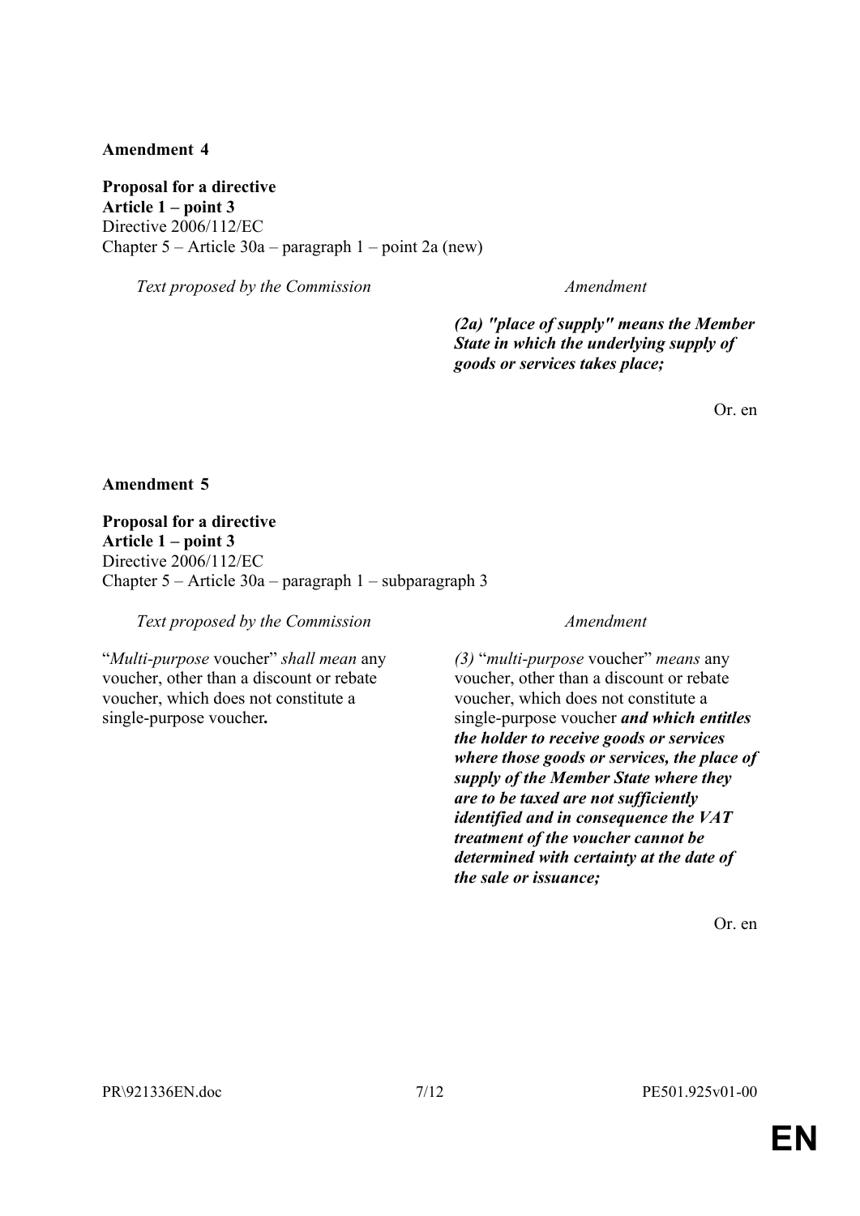**Amendment 4**

**Proposal for a directive**
**Article 1 – point 3**
Directive 2006/112/EC
Chapter 5 – Article 30a – paragraph 1 – point 2a (new)

| *Text proposed by the Commission* | *Amendment* |
| --- | --- |
| | ***(2a) "place of supply" means the Member State in which the underlying supply of goods or services takes place;*** |

Or. en

**Amendment 5**

**Proposal for a directive**
**Article 1 – point 3**
Directive 2006/112/EC
Chapter 5 – Article 30a – paragraph 1 – subparagraph 3

| *Text proposed by the Commission* | *Amendment* |
| --- | --- |
| "*Multi-purpose* voucher" *shall mean* any voucher, other than a discount or rebate voucher, which does not constitute a single-purpose voucher**.** | *(3)* "*multi-purpose* voucher" *means* any voucher, other than a discount or rebate voucher, which does not constitute a single-purpose voucher ***and which entitles the holder to receive goods or services where those goods or services, the place of supply of the Member State where they are to be taxed are not sufficiently identified and in consequence the VAT treatment of the voucher cannot be determined with certainty at the date of the sale or issuance;*** |

Or. en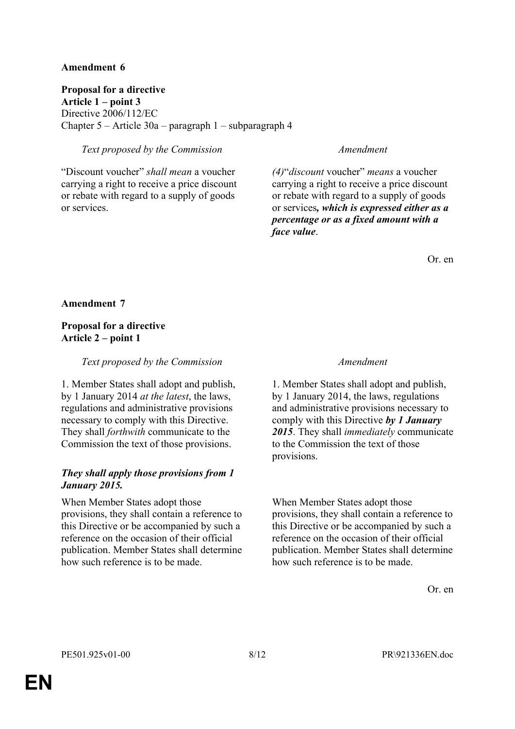**Amendment 6**

**Proposal for a directive**
**Article 1 – point 3**
Directive 2006/112/EC
Chapter 5 – Article 30a – paragraph 1 – subparagraph 4

| *Text proposed by the Commission* | *Amendment* |
| --- | --- |
| "Discount voucher" *shall mean* a voucher carrying a right to receive a price discount or rebate with regard to a supply of goods or services. | *(4)*"*discount* voucher" *means* a voucher carrying a right to receive a price discount or rebate with regard to a supply of goods or services***, which is expressed either as a percentage or as a fixed amount with a face value***. |

Or. en

**Amendment 7**

**Proposal for a directive**
**Article 2 – point 1**

| *Text proposed by the Commission* | *Amendment* |
| --- | --- |
| 1. Member States shall adopt and publish, by 1 January 2014 *at the latest*, the laws, regulations and administrative provisions necessary to comply with this Directive. They shall *forthwith* communicate to the Commission the text of those provisions. | 1. Member States shall adopt and publish, by 1 January 2014, the laws, regulations and administrative provisions necessary to comply with this Directive ***by 1 January 2015***. They shall *immediately* communicate to the Commission the text of those provisions. |
| ***They shall apply those provisions from 1 January 2015.*** | |
| When Member States adopt those provisions, they shall contain a reference to this Directive or be accompanied by such a reference on the occasion of their official publication. Member States shall determine how such reference is to be made. | When Member States adopt those provisions, they shall contain a reference to this Directive or be accompanied by such a reference on the occasion of their official publication. Member States shall determine how such reference is to be made. |

Or. en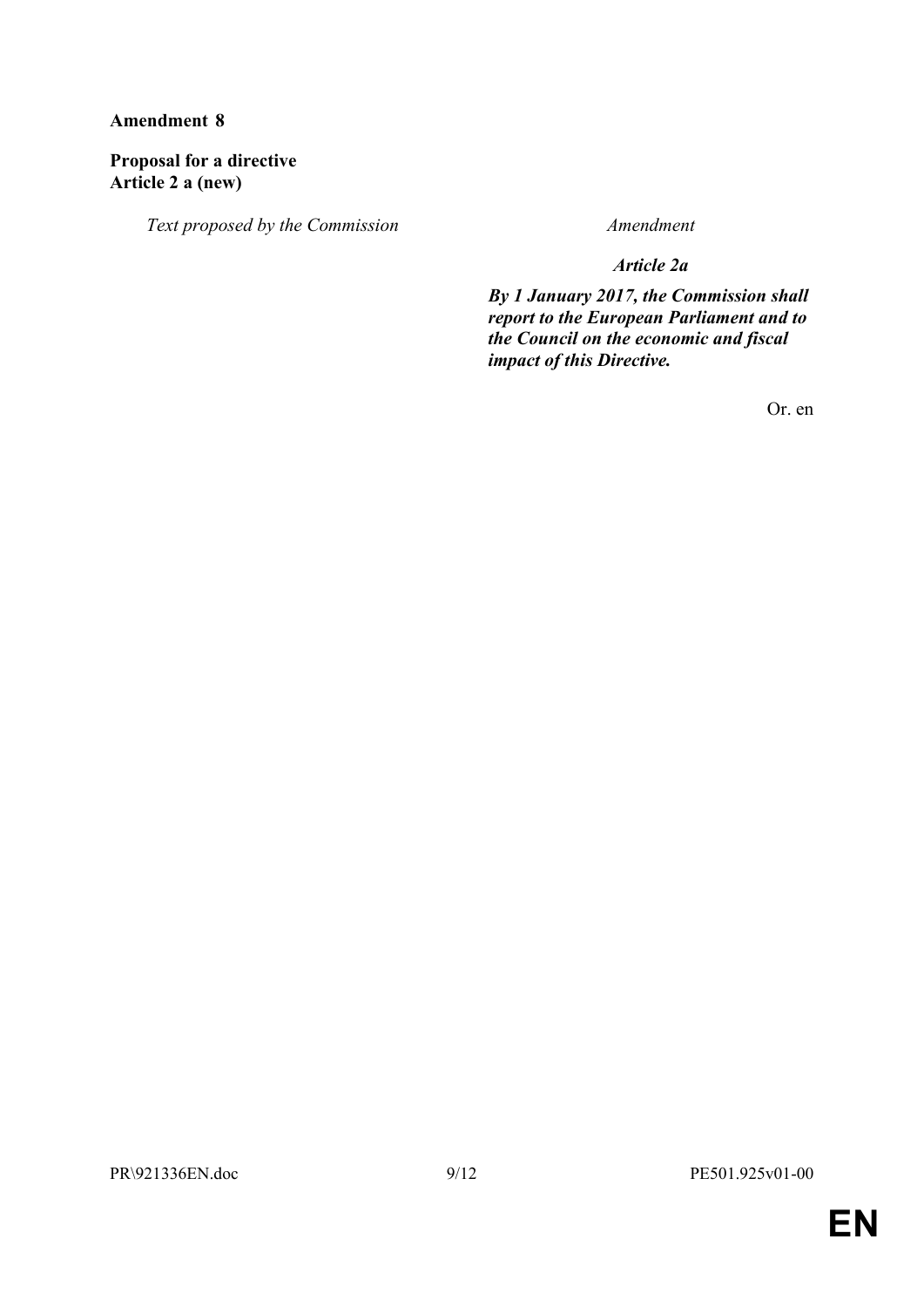**Amendment 8**

**Proposal for a directive**
**Article 2 a (new)**

| *Text proposed by the Commission* | *Amendment* |
| --- | --- |
| | ***Article 2a*** |
| | ***By 1 January 2017, the Commission shall report to the European Parliament and to the Council on the economic and fiscal impact of this Directive.*** |

Or. en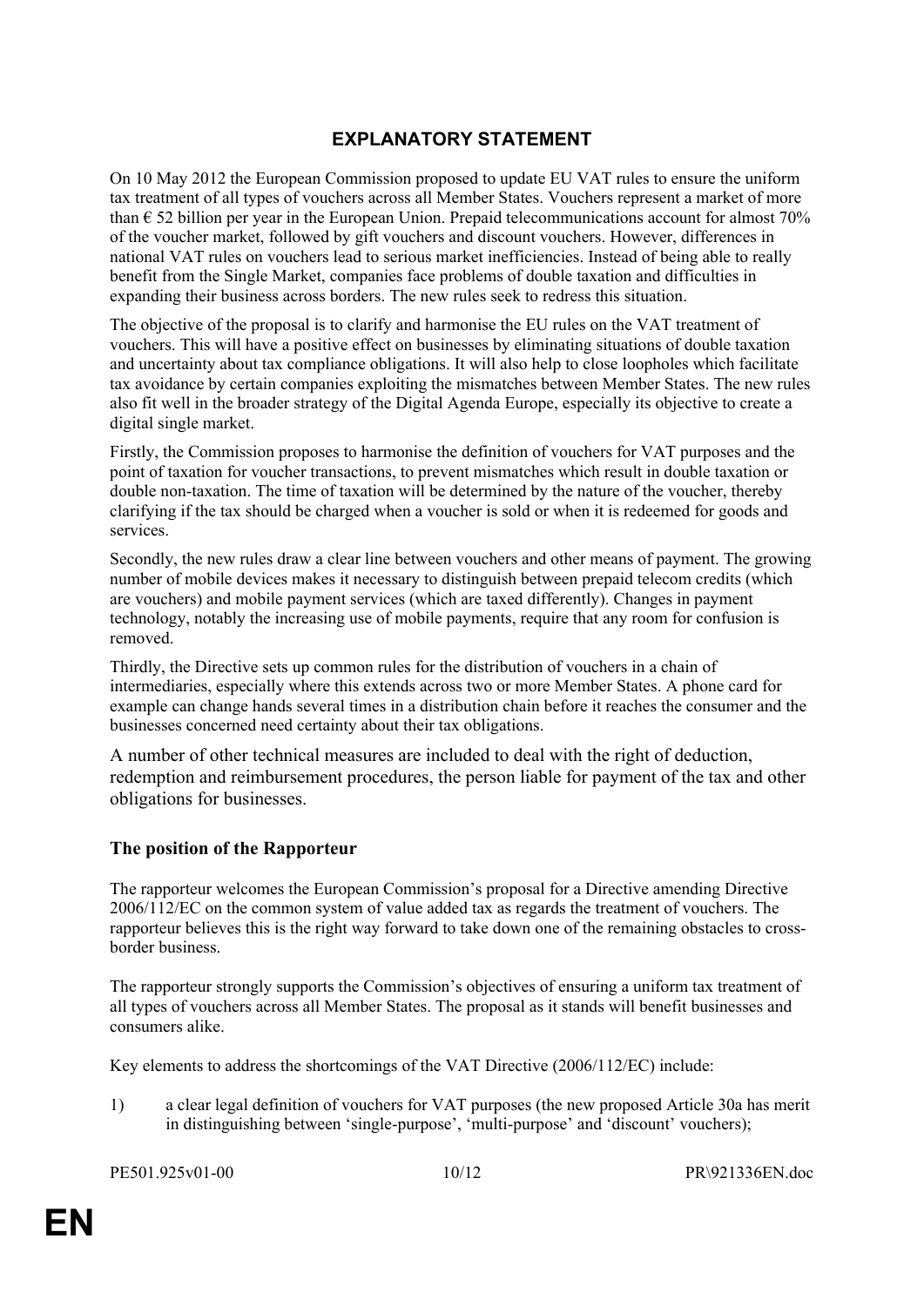# EXPLANATORY STATEMENT

On 10 May 2012 the European Commission proposed to update EU VAT rules to ensure the uniform tax treatment of all types of vouchers across all Member States. Vouchers represent a market of more than € 52 billion per year in the European Union. Prepaid telecommunications account for almost 70% of the voucher market, followed by gift vouchers and discount vouchers. However, differences in national VAT rules on vouchers lead to serious market inefficiencies. Instead of being able to really benefit from the Single Market, companies face problems of double taxation and difficulties in expanding their business across borders. The new rules seek to redress this situation.

The objective of the proposal is to clarify and harmonise the EU rules on the VAT treatment of vouchers. This will have a positive effect on businesses by eliminating situations of double taxation and uncertainty about tax compliance obligations. It will also help to close loopholes which facilitate tax avoidance by certain companies exploiting the mismatches between Member States. The new rules also fit well in the broader strategy of the Digital Agenda Europe, especially its objective to create a digital single market.

Firstly, the Commission proposes to harmonise the definition of vouchers for VAT purposes and the point of taxation for voucher transactions, to prevent mismatches which result in double taxation or double non-taxation. The time of taxation will be determined by the nature of the voucher, thereby clarifying if the tax should be charged when a voucher is sold or when it is redeemed for goods and services.

Secondly, the new rules draw a clear line between vouchers and other means of payment. The growing number of mobile devices makes it necessary to distinguish between prepaid telecom credits (which are vouchers) and mobile payment services (which are taxed differently). Changes in payment technology, notably the increasing use of mobile payments, require that any room for confusion is removed.

Thirdly, the Directive sets up common rules for the distribution of vouchers in a chain of intermediaries, especially where this extends across two or more Member States. A phone card for example can change hands several times in a distribution chain before it reaches the consumer and the businesses concerned need certainty about their tax obligations.

A number of other technical measures are included to deal with the right of deduction, redemption and reimbursement procedures, the person liable for payment of the tax and other obligations for businesses.

## The position of the Rapporteur

The rapporteur welcomes the European Commission's proposal for a Directive amending Directive 2006/112/EC on the common system of value added tax as regards the treatment of vouchers. The rapporteur believes this is the right way forward to take down one of the remaining obstacles to cross-border business.

The rapporteur strongly supports the Commission's objectives of ensuring a uniform tax treatment of all types of vouchers across all Member States. The proposal as it stands will benefit businesses and consumers alike.

Key elements to address the shortcomings of the VAT Directive (2006/112/EC) include:

1) a clear legal definition of vouchers for VAT purposes (the new proposed Article 30a has merit in distinguishing between 'single-purpose', 'multi-purpose' and 'discount' vouchers);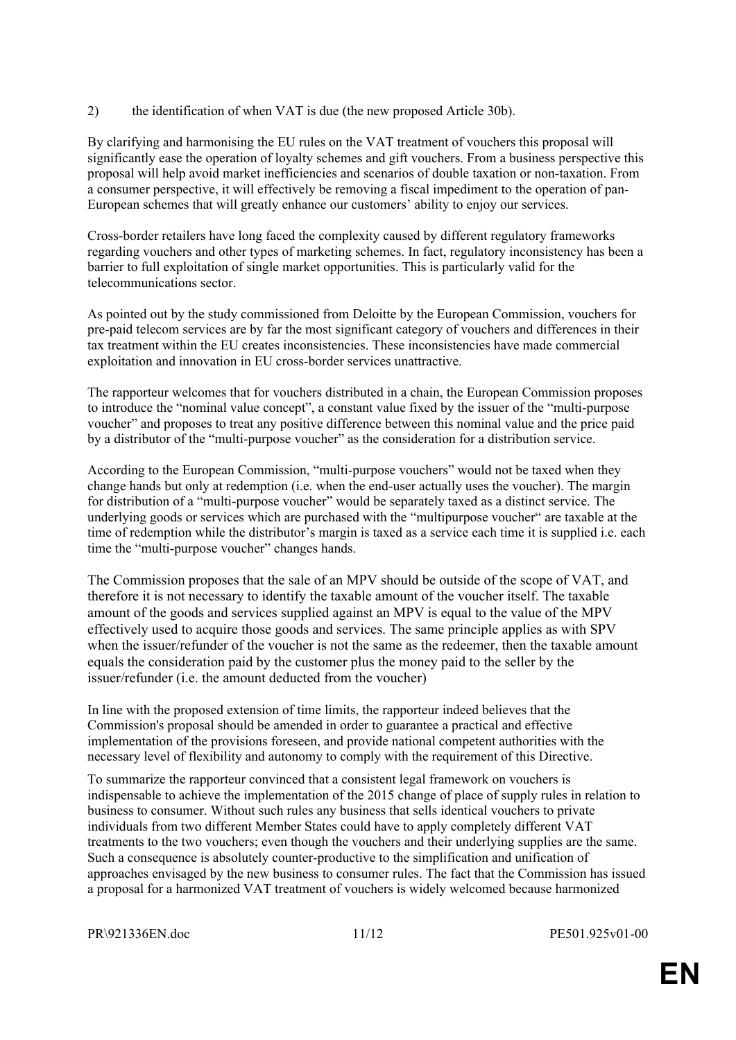2) the identification of when VAT is due (the new proposed Article 30b).

By clarifying and harmonising the EU rules on the VAT treatment of vouchers this proposal will significantly ease the operation of loyalty schemes and gift vouchers. From a business perspective this proposal will help avoid market inefficiencies and scenarios of double taxation or non-taxation. From a consumer perspective, it will effectively be removing a fiscal impediment to the operation of pan-European schemes that will greatly enhance our customers' ability to enjoy our services.

Cross-border retailers have long faced the complexity caused by different regulatory frameworks regarding vouchers and other types of marketing schemes. In fact, regulatory inconsistency has been a barrier to full exploitation of single market opportunities. This is particularly valid for the telecommunications sector.

As pointed out by the study commissioned from Deloitte by the European Commission, vouchers for pre-paid telecom services are by far the most significant category of vouchers and differences in their tax treatment within the EU creates inconsistencies. These inconsistencies have made commercial exploitation and innovation in EU cross-border services unattractive.

The rapporteur welcomes that for vouchers distributed in a chain, the European Commission proposes to introduce the "nominal value concept", a constant value fixed by the issuer of the "multi-purpose voucher" and proposes to treat any positive difference between this nominal value and the price paid by a distributor of the "multi-purpose voucher" as the consideration for a distribution service.

According to the European Commission, "multi-purpose vouchers" would not be taxed when they change hands but only at redemption (i.e. when the end-user actually uses the voucher). The margin for distribution of a "multi-purpose voucher" would be separately taxed as a distinct service. The underlying goods or services which are purchased with the "multipurpose voucher" are taxable at the time of redemption while the distributor's margin is taxed as a service each time it is supplied i.e. each time the "multi-purpose voucher" changes hands.

The Commission proposes that the sale of an MPV should be outside of the scope of VAT, and therefore it is not necessary to identify the taxable amount of the voucher itself. The taxable amount of the goods and services supplied against an MPV is equal to the value of the MPV effectively used to acquire those goods and services. The same principle applies as with SPV when the issuer/refunder of the voucher is not the same as the redeemer, then the taxable amount equals the consideration paid by the customer plus the money paid to the seller by the issuer/refunder (i.e. the amount deducted from the voucher)

In line with the proposed extension of time limits, the rapporteur indeed believes that the Commission's proposal should be amended in order to guarantee a practical and effective implementation of the provisions foreseen, and provide national competent authorities with the necessary level of flexibility and autonomy to comply with the requirement of this Directive.

To summarize the rapporteur convinced that a consistent legal framework on vouchers is indispensable to achieve the implementation of the 2015 change of place of supply rules in relation to business to consumer. Without such rules any business that sells identical vouchers to private individuals from two different Member States could have to apply completely different VAT treatments to the two vouchers; even though the vouchers and their underlying supplies are the same. Such a consequence is absolutely counter-productive to the simplification and unification of approaches envisaged by the new business to consumer rules. The fact that the Commission has issued a proposal for a harmonized VAT treatment of vouchers is widely welcomed because harmonized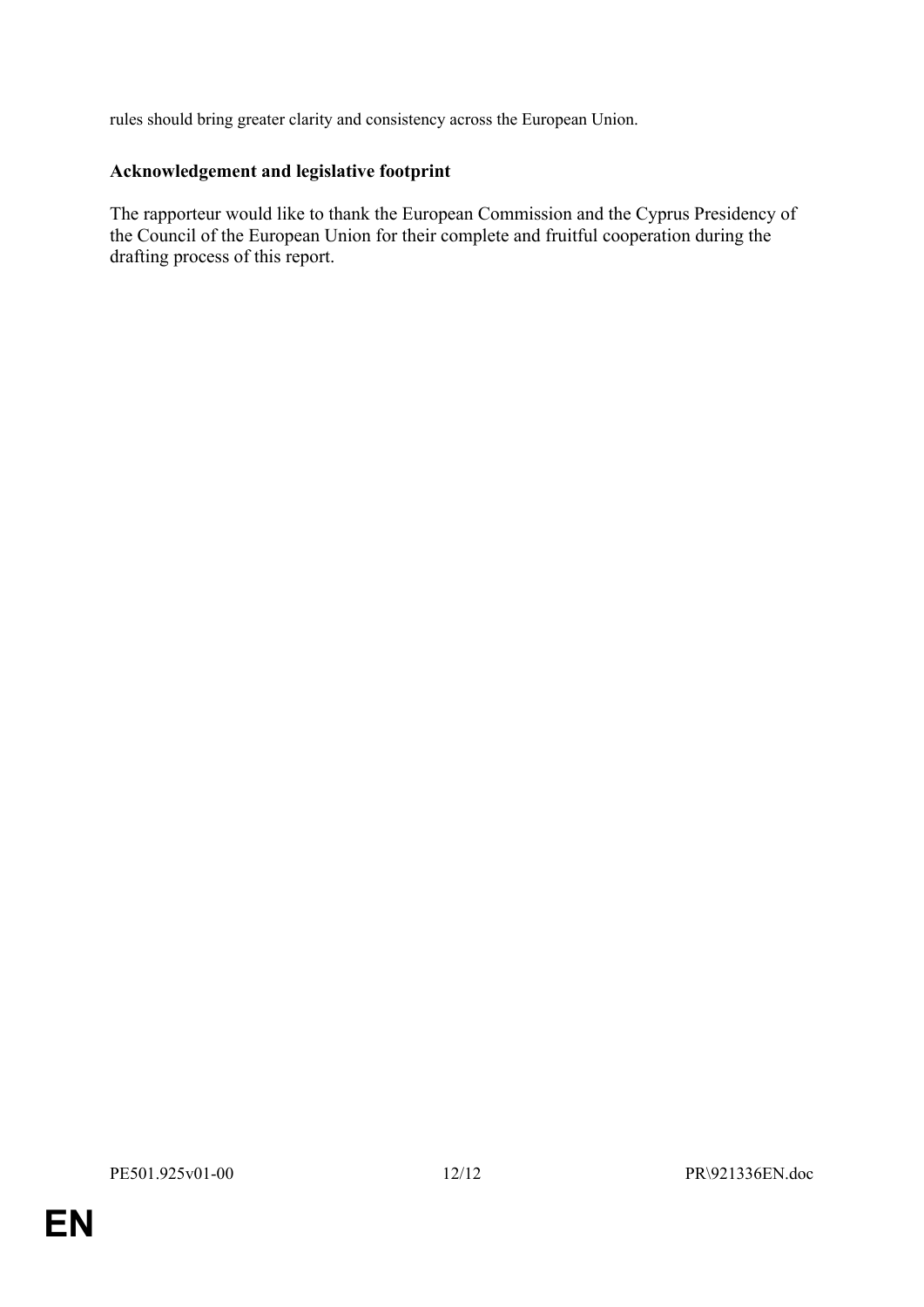rules should bring greater clarity and consistency across the European Union.

**Acknowledgement and legislative footprint**

The rapporteur would like to thank the European Commission and the Cyprus Presidency of the Council of the European Union for their complete and fruitful cooperation during the drafting process of this report.